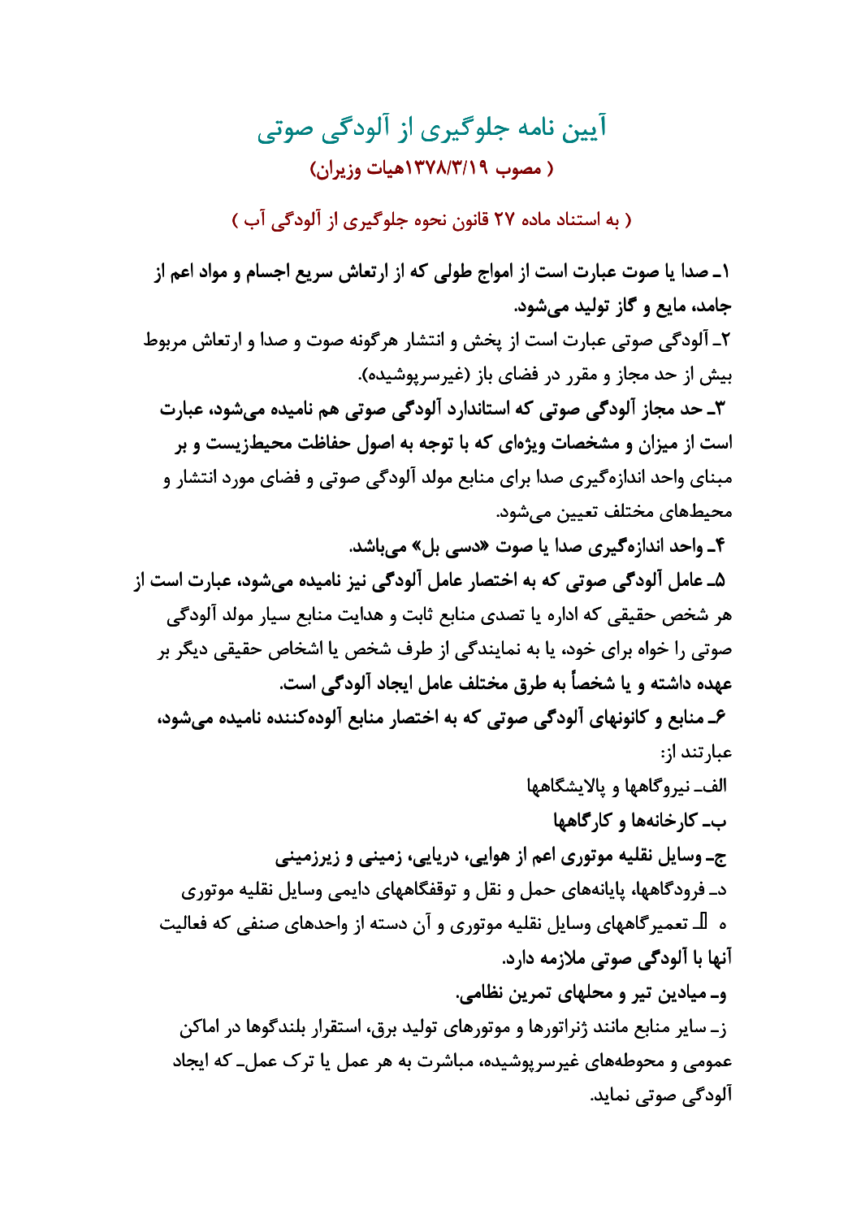# آیین نامه جلوگیری از آلودگی صوتی

**( مصوب ۱۳۷۸/۳/۱۹هیات وزیران)**

( به استناد ماده ۲۷ قانون نحوه جلوگیری از آلودگی آب )

**۱ـ صدا یا صوت عبارت است از امواج طولی که از ارتعاش سریع اجسام و مواد اعم از جامد، مایع و گاز تولید می‌شود.**

۲ـ آلودگی صوتی عبارت است از پخش و انتشار هرگونه صوت و صدا و ارتعاش مربوط بیش از حد مجاز و مقرر در فضای باز (غیرسرپوشیده).

**۳ـ حد مجاز آلودگی صوتی که استاندارد آلودگی صوتی هم نامیده می‌شود، عبارت است از میزان و مشخصات ویژه‌ای که با توجه به اصول حفاظت محیط‌زیست و بر مبنای واحد اندازه‌گیری صدا برای منابع مولد آلودگی صوتی و فضای مورد انتشار و محیط‌های مختلف تعیین می‌شود.**

**۴ـ واحد اندازه‌گیری صدا یا صوت «دسی بل» می‌باشد.**

**۵ـ عامل آلودگی صوتی که به اختصار عامل آلودگی نیز نامیده می‌شود، عبارت است از هر شخص حقیقی که اداره یا تصدی منابع ثابت و هدایت منابع سیار مولد آلودگی صوتی را خواه برای خود، یا به نمایندگی از طرف شخص یا اشخاص حقیقی دیگر بر عهده داشته و یا شخصاً به طرق مختلف عامل ایجاد آلودگی است.**

**۶ـ منابع و کانونهای آلودگی صوتی که به اختصار منابع آلوده‌کننده نامیده می‌شود، عبارتند از:**

الف‌ـ نیروگاهها و پالایشگاهها

**ب‌ـ کارخانه‌ها و کارگاهها**

**ج‌ـ وسایل نقلیه موتوری اعم از هوایی، دریایی، زمینی و زیرزمینی**

دـ فرودگاهها، پایانه‌های حمل و نقل و توقفگاههای دایمی وسایل نقلیه موتوری

هـ ـ تعمیرگاههای وسایل نقلیه موتوری و آن دسته از واحدهای صنفی که فعالیت آنها با آلودگی صوتی ملازمه دارد.

**وـ میادین تیر و محلهای تمرین نظامی.**

زـ سایر منابع مانند ژنراتورها و موتورهای تولید برق، استقرار بلندگوها در اماکن عمومی و محوطه‌های غیرسرپوشیده، مباشرت به هر عمل یا ترک عمل‌ـ که ایجاد آلودگی صوتی نماید.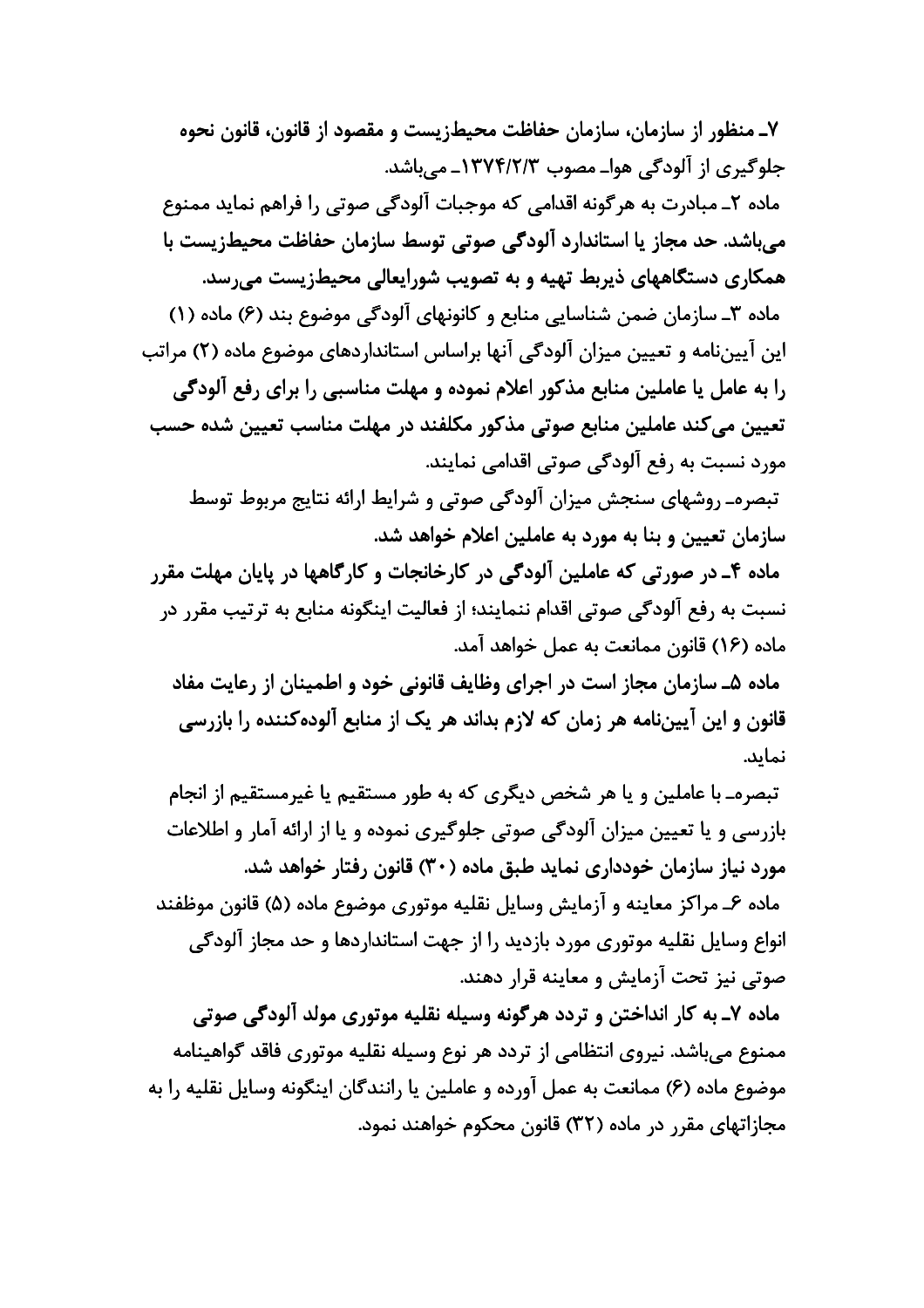۷ـ منظور از سازمان، سازمان حفاظت محیط‌زیست و مقصود از قانون، قانون نحوه جلوگیری از آلودگی هواـ مصوب ۱۳۷۴/۲/۳ـ می‌باشد.

ماده ۲ـ مبادرت به هرگونه اقدامی که موجبات آلودگی صوتی را فراهم نماید ممنوع می‌باشد. حد مجاز یا استاندارد آلودگی صوتی توسط سازمان حفاظت محیط‌زیست با همکاری دستگاههای ذیربط تهیه و به تصویب شورایعالی محیط‌زیست می‌رسد.

ماده ۳ـ سازمان ضمن شناسایی منابع و کانونهای آلودگی موضوع بند (۶) ماده (۱) این آیین‌نامه و تعیین میزان آلودگی آنها براساس استانداردهای موضوع ماده (۲) مراتب را به عامل یا عاملین منابع مذکور اعلام نموده و مهلت مناسبی را برای رفع آلودگی تعیین می‌کند عاملین منابع صوتی مذکور مکلفند در مهلت مناسب تعیین شده حسب مورد نسبت به رفع آلودگی صوتی اقدامی نمایند.

تبصره ـ روشهای سنجش میزان آلودگی صوتی و شرایط ارائه نتایج مربوط توسط سازمان تعیین و بنا به مورد به عاملین اعلام خواهد شد.

ماده ۴ـ در صورتی که عاملین آلودگی در کارخانجات و کارگاهها در پایان مهلت مقرر نسبت به رفع آلودگی صوتی اقدام ننمایند؛ از فعالیت اینگونه منابع به ترتیب مقرر در ماده (۱۶) قانون ممانعت به عمل خواهد آمد.

ماده ۵ـ سازمان مجاز است در اجرای وظایف قانونی خود و اطمینان از رعایت مفاد قانون و این آیین‌نامه هر زمان که لازم بداند هر یک از منابع آلوده‌کننده را بازرسی نماید.

تبصره ـ با عاملین و یا هر شخص دیگری که به طور مستقیم یا غیرمستقیم از انجام بازرسی و یا تعیین میزان آلودگی صوتی جلوگیری نموده و یا از ارائه آمار و اطلاعات مورد نیاز سازمان خودداری نماید طبق ماده (۳۰) قانون رفتار خواهد شد.

ماده ۶ـ مراکز معاینه و آزمایش وسایل نقلیه موتوری موضوع ماده (۵) قانون موظفند انواع وسایل نقلیه موتوری مورد بازدید را از جهت استانداردها و حد مجاز آلودگی صوتی نیز تحت آزمایش و معاینه قرار دهند.

ماده ۷ـ به کار انداختن و تردد هرگونه وسیله نقلیه موتوری مولد آلودگی صوتی ممنوع می‌باشد. نیروی انتظامی از تردد هر نوع وسیله نقلیه موتوری فاقد گواهینامه موضوع ماده (۶) ممانعت به عمل آورده و عاملین یا رانندگان اینگونه وسایل نقلیه را به مجازاتهای مقرر در ماده (۳۲) قانون محکوم خواهند نمود.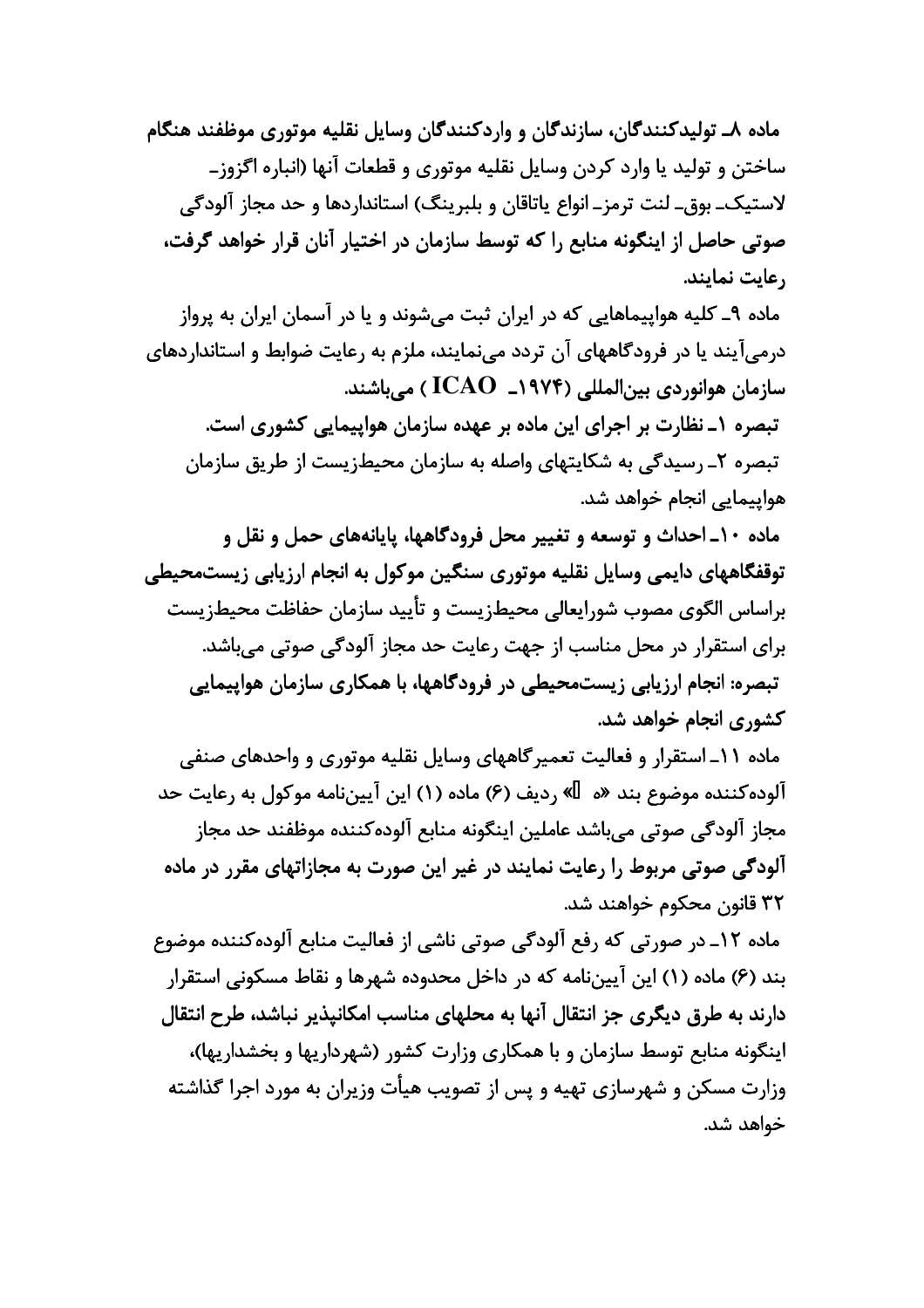ماده ۸ـ تولیدکنندگان، سازندگان و واردکنندگان وسایل نقلیه موتوری موظفند هنگام ساختن و تولید یا وارد کردن وسایل نقلیه موتوری و قطعات آنها (انباره اگزوزـ لاستیکـ بوقـ لنت ترمزـ انواع یاتاقان و بلبرینگ) استانداردها و حد مجاز آلودگی صوتی حاصل از اینگونه منابع را که توسط سازمان در اختیار آنان قرار خواهد گرفت، رعایت نمایند.

ماده ۹ـ کلیه هواپیماهایی که در ایران ثبت می‌شوند و یا در آسمان ایران به پرواز درمی‌آیند یا در فرودگاههای آن تردد می‌نمایند، ملزم به رعایت ضوابط و استانداردهای سازمان هوانوردی بین‌المللی (۱۹۷۴ـ ICAO ) می‌باشند.

تبصره ۱ـ نظارت بر اجرای این ماده بر عهده سازمان هواپیمایی کشوری است.

تبصره ۲ـ رسیدگی به شکایتهای واصله به سازمان محیط‌زیست از طریق سازمان هواپیمایی انجام خواهد شد.

ماده ۱۰ـ احداث و توسعه و تغییر محل فرودگاهها، پایانه‌های حمل و نقل و توقفگاههای دایمی وسایل نقلیه موتوری سنگین موکول به انجام ارزیابی زیست‌محیطی براساس الگوی مصوب شورایعالی محیط‌زیست و تأیید سازمان حفاظت محیط‌زیست برای استقرار در محل مناسب از جهت رعایت حد مجاز آلودگی صوتی می‌باشد.

تبصره: انجام ارزیابی زیست‌محیطی در فرودگاهها، با همکاری سازمان هواپیمایی کشوری انجام خواهد شد.

ماده ۱۱ـ استقرار و فعالیت تعمیرگاههای وسایل نقلیه موتوری و واحدهای صنفی آلوده‌کننده موضوع بند «ه » ردیف (۶) ماده (۱) این آیین‌نامه موکول به رعایت حد مجاز آلودگی صوتی می‌باشد عاملین اینگونه منابع آلوده‌کننده موظفند حد مجاز آلودگی صوتی مربوط را رعایت نمایند در غیر این صورت به مجازاتهای مقرر در ماده ۳۲ قانون محکوم خواهند شد.

ماده ۱۲ـ در صورتی که رفع آلودگی صوتی ناشی از فعالیت منابع آلوده‌کننده موضوع بند (۶) ماده (۱) این آیین‌نامه که در داخل محدوده شهرها و نقاط مسکونی استقرار دارند به طرق دیگری جز انتقال آنها به محلهای مناسب امکانپذیر نباشد، طرح انتقال اینگونه منابع توسط سازمان و با همکاری وزارت کشور (شهرداریها و بخشداریها)، وزارت مسکن و شهرسازی تهیه و پس از تصویب هیأت وزیران به مورد اجرا گذاشته خواهد شد.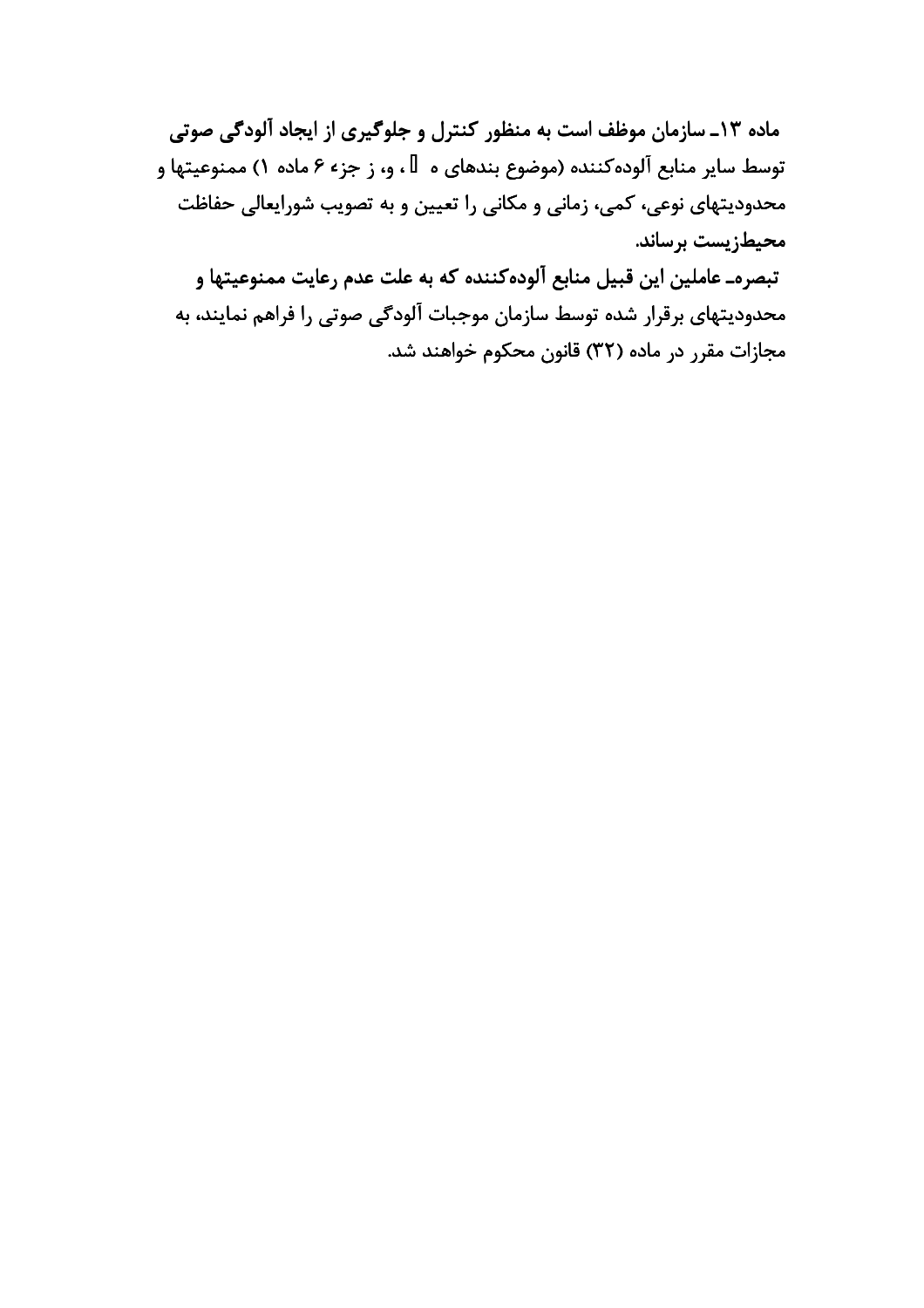**ماده ۱۳ـ سازمان موظف است به منظور کنترل و جلوگیری از ایجاد آلودگی صوتی** توسط سایر منابع آلوده‌کننده (موضوع بندهای ه ، و، ز جزء ۶ ماده ۱) ممنوعیتها و محدودیتهای نوعی، کمی، زمانی و مکانی را تعیین و به تصویب شورایعالی حفاظت محیط‌زیست برساند.

**تبصره‌ـ عاملین این قبیل منابع آلوده‌کننده که به علت عدم رعایت ممنوعیتها و** محدودیتهای برقرار شده توسط سازمان موجبات آلودگی صوتی را فراهم نمایند، به مجازات مقرر در ماده (۳۲) قانون محکوم خواهند شد.